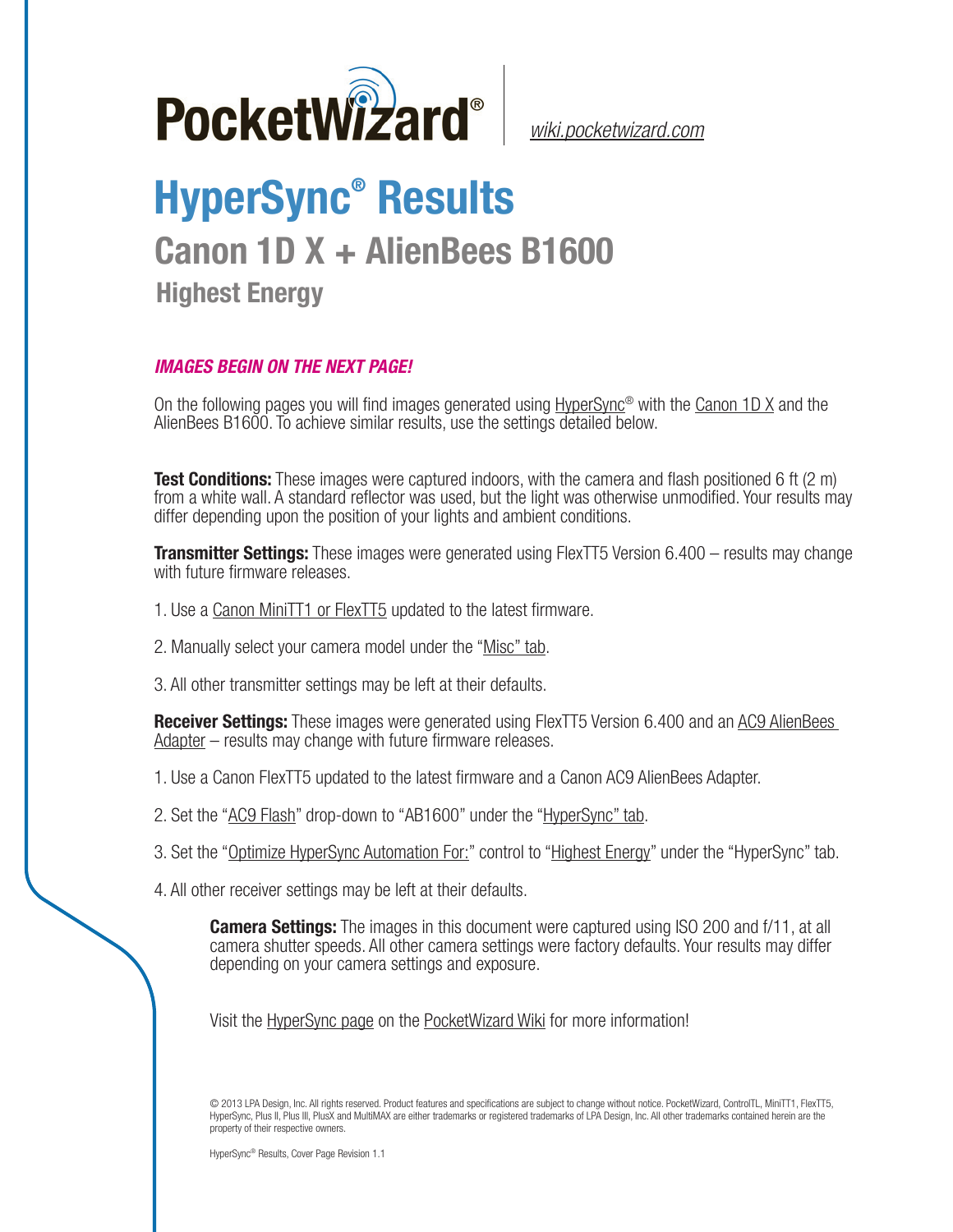PocketWizard® | wiki.pocketwizard.com

# HyperSync® Results

## Canon 1D X + AlienBees B1600

### Highest Energy

***IMAGES BEGIN ON THE NEXT PAGE!***

On the following pages you will find images generated using HyperSync® with the Canon 1D X and the AlienBees B1600. To achieve similar results, use the settings detailed below.

**Test Conditions:** These images were captured indoors, with the camera and flash positioned 6 ft (2 m) from a white wall. A standard reflector was used, but the light was otherwise unmodified. Your results may differ depending upon the position of your lights and ambient conditions.

**Transmitter Settings:** These images were generated using FlexTT5 Version 6.400 – results may change with future firmware releases.

1. Use a Canon MiniTT1 or FlexTT5 updated to the latest firmware.

2. Manually select your camera model under the "Misc" tab.

3. All other transmitter settings may be left at their defaults.

**Receiver Settings:** These images were generated using FlexTT5 Version 6.400 and an AC9 AlienBees Adapter – results may change with future firmware releases.

1. Use a Canon FlexTT5 updated to the latest firmware and a Canon AC9 AlienBees Adapter.

2. Set the "AC9 Flash" drop-down to "AB1600" under the "HyperSync" tab.

3. Set the "Optimize HyperSync Automation For:" control to "Highest Energy" under the "HyperSync" tab.

4. All other receiver settings may be left at their defaults.

**Camera Settings:** The images in this document were captured using ISO 200 and f/11, at all camera shutter speeds. All other camera settings were factory defaults. Your results may differ depending on your camera settings and exposure.

Visit the HyperSync page on the PocketWizard Wiki for more information!

© 2013 LPA Design, Inc. All rights reserved. Product features and specifications are subject to change without notice. PocketWizard, ControlTL, MiniTT1, FlexTT5, HyperSync, Plus II, Plus III, PlusX and MultiMAX are either trademarks or registered trademarks of LPA Design, Inc. All other trademarks contained herein are the property of their respective owners.

HyperSync® Results, Cover Page Revision 1.1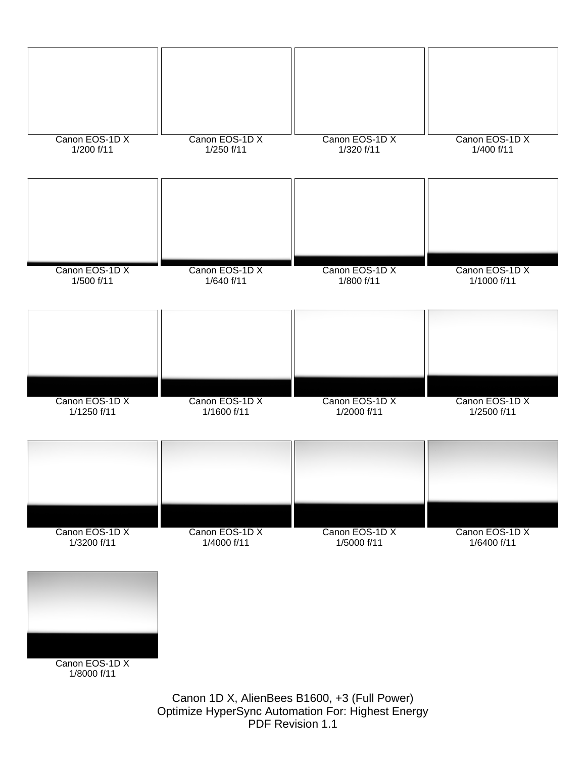Canon EOS-1D X
1/200 f/11

Canon EOS-1D X
1/250 f/11

Canon EOS-1D X
1/320 f/11

Canon EOS-1D X
1/400 f/11

Canon EOS-1D X
1/500 f/11

Canon EOS-1D X
1/640 f/11

Canon EOS-1D X
1/800 f/11

Canon EOS-1D X
1/1000 f/11

Canon EOS-1D X
1/1250 f/11

Canon EOS-1D X
1/1600 f/11

Canon EOS-1D X
1/2000 f/11

Canon EOS-1D X
1/2500 f/11

Canon EOS-1D X
1/3200 f/11

Canon EOS-1D X
1/4000 f/11

Canon EOS-1D X
1/5000 f/11

Canon EOS-1D X
1/6400 f/11

Canon EOS-1D X
1/8000 f/11

Canon 1D X, AlienBees B1600, +3 (Full Power)
Optimize HyperSync Automation For: Highest Energy
PDF Revision 1.1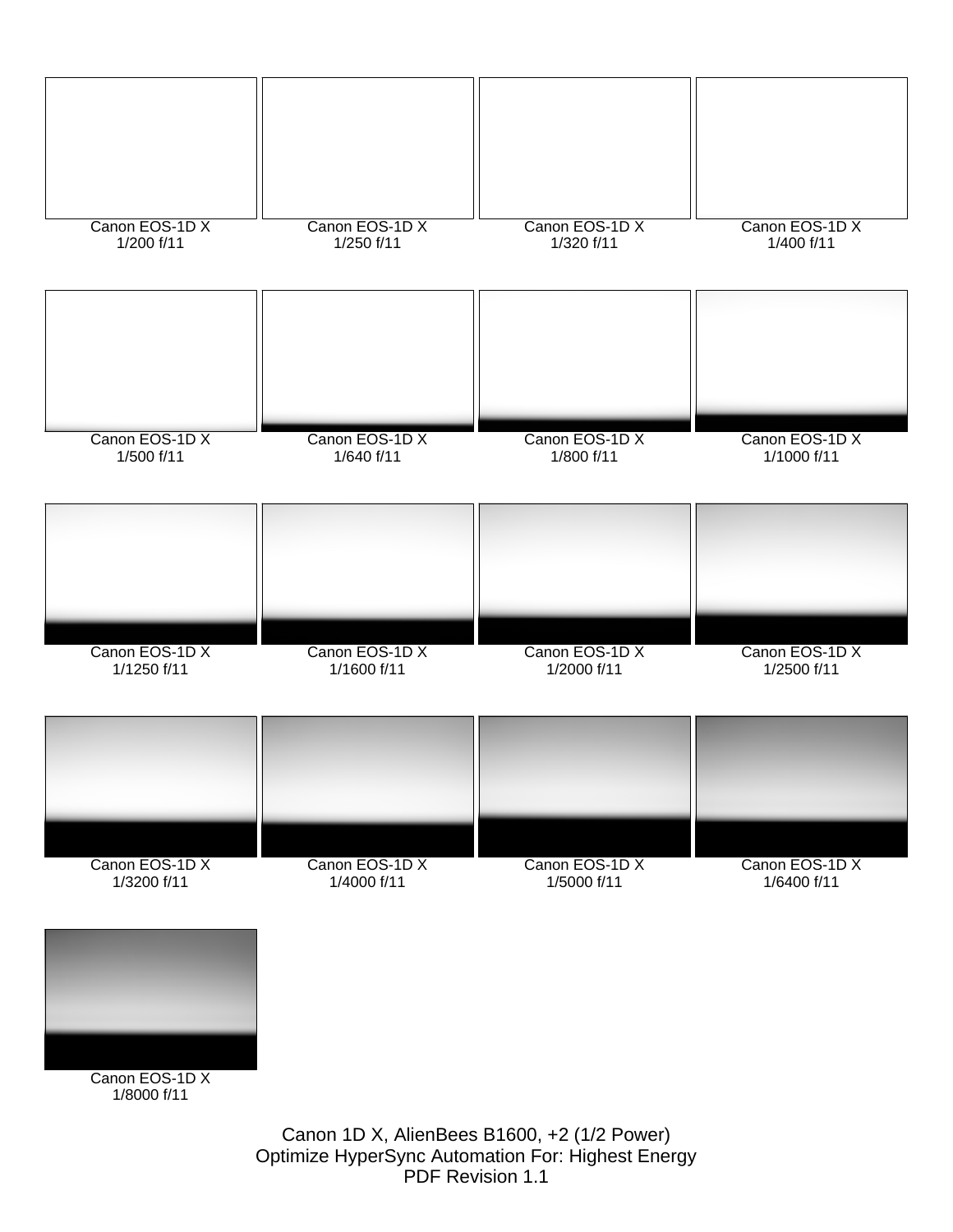Canon EOS-1D X
1/200 f/11

Canon EOS-1D X
1/250 f/11

Canon EOS-1D X
1/320 f/11

Canon EOS-1D X
1/400 f/11

Canon EOS-1D X
1/500 f/11

Canon EOS-1D X
1/640 f/11

Canon EOS-1D X
1/800 f/11

Canon EOS-1D X
1/1000 f/11

Canon EOS-1D X
1/1250 f/11

Canon EOS-1D X
1/1600 f/11

Canon EOS-1D X
1/2000 f/11

Canon EOS-1D X
1/2500 f/11

Canon EOS-1D X
1/3200 f/11

Canon EOS-1D X
1/4000 f/11

Canon EOS-1D X
1/5000 f/11

Canon EOS-1D X
1/6400 f/11

Canon EOS-1D X
1/8000 f/11

Canon 1D X, AlienBees B1600, +2 (1/2 Power)
Optimize HyperSync Automation For: Highest Energy
PDF Revision 1.1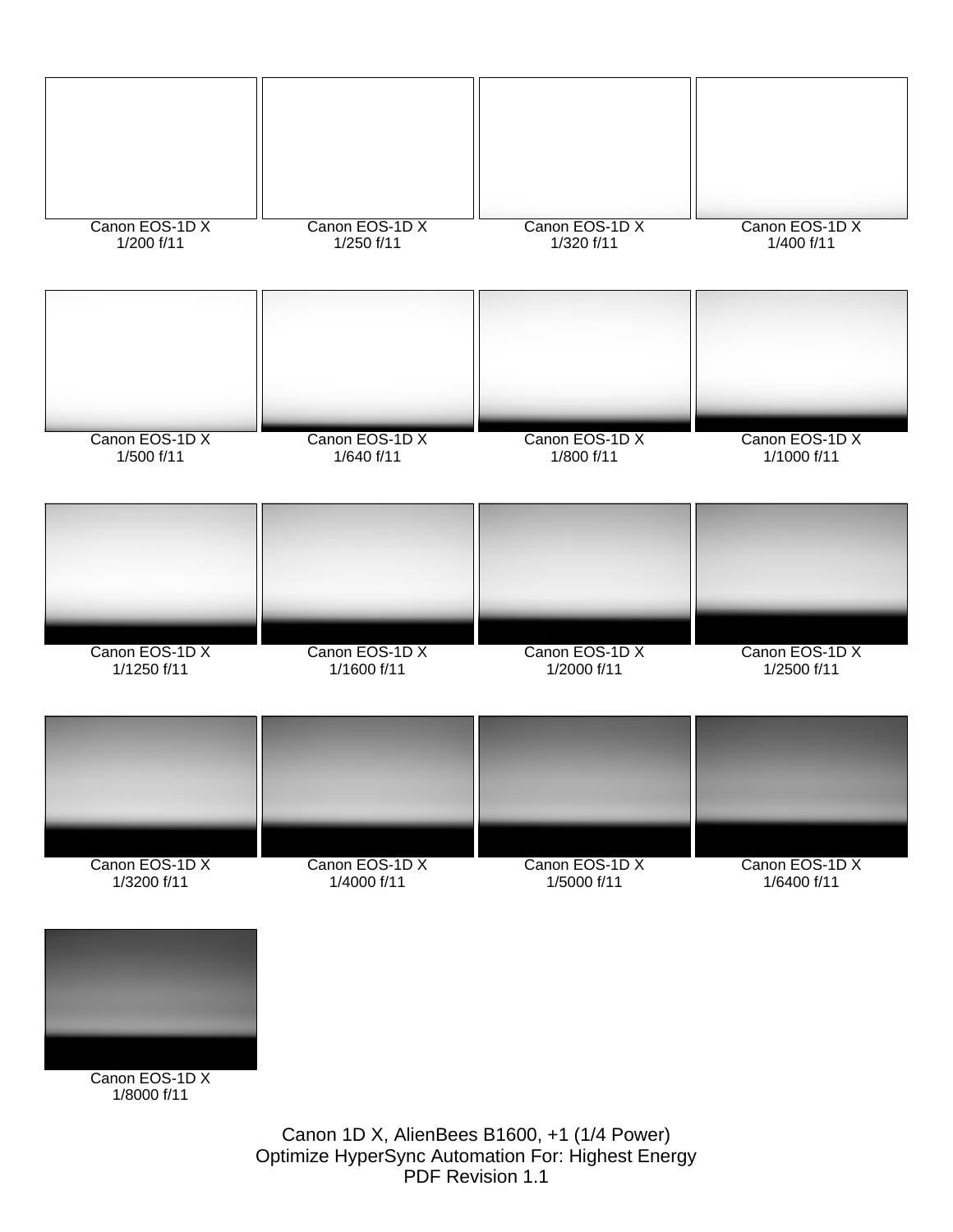Canon EOS-1D X
1/200 f/11

Canon EOS-1D X
1/250 f/11

Canon EOS-1D X
1/320 f/11

Canon EOS-1D X
1/400 f/11

Canon EOS-1D X
1/500 f/11

Canon EOS-1D X
1/640 f/11

Canon EOS-1D X
1/800 f/11

Canon EOS-1D X
1/1000 f/11

Canon EOS-1D X
1/1250 f/11

Canon EOS-1D X
1/1600 f/11

Canon EOS-1D X
1/2000 f/11

Canon EOS-1D X
1/2500 f/11

Canon EOS-1D X
1/3200 f/11

Canon EOS-1D X
1/4000 f/11

Canon EOS-1D X
1/5000 f/11

Canon EOS-1D X
1/6400 f/11

Canon EOS-1D X
1/8000 f/11

Canon 1D X, AlienBees B1600, +1 (1/4 Power)
Optimize HyperSync Automation For: Highest Energy
PDF Revision 1.1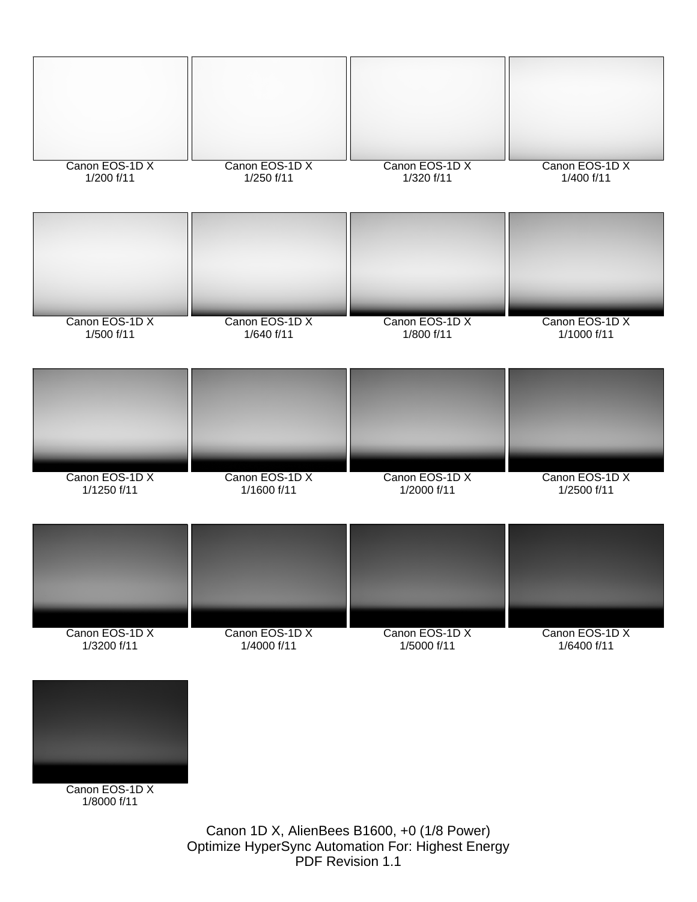Canon EOS-1D X
1/200 f/11

Canon EOS-1D X
1/250 f/11

Canon EOS-1D X
1/320 f/11

Canon EOS-1D X
1/400 f/11

Canon EOS-1D X
1/500 f/11

Canon EOS-1D X
1/640 f/11

Canon EOS-1D X
1/800 f/11

Canon EOS-1D X
1/1000 f/11

Canon EOS-1D X
1/1250 f/11

Canon EOS-1D X
1/1600 f/11

Canon EOS-1D X
1/2000 f/11

Canon EOS-1D X
1/2500 f/11

Canon EOS-1D X
1/3200 f/11

Canon EOS-1D X
1/4000 f/11

Canon EOS-1D X
1/5000 f/11

Canon EOS-1D X
1/6400 f/11

Canon EOS-1D X
1/8000 f/11

Canon 1D X, AlienBees B1600, +0 (1/8 Power)
Optimize HyperSync Automation For: Highest Energy
PDF Revision 1.1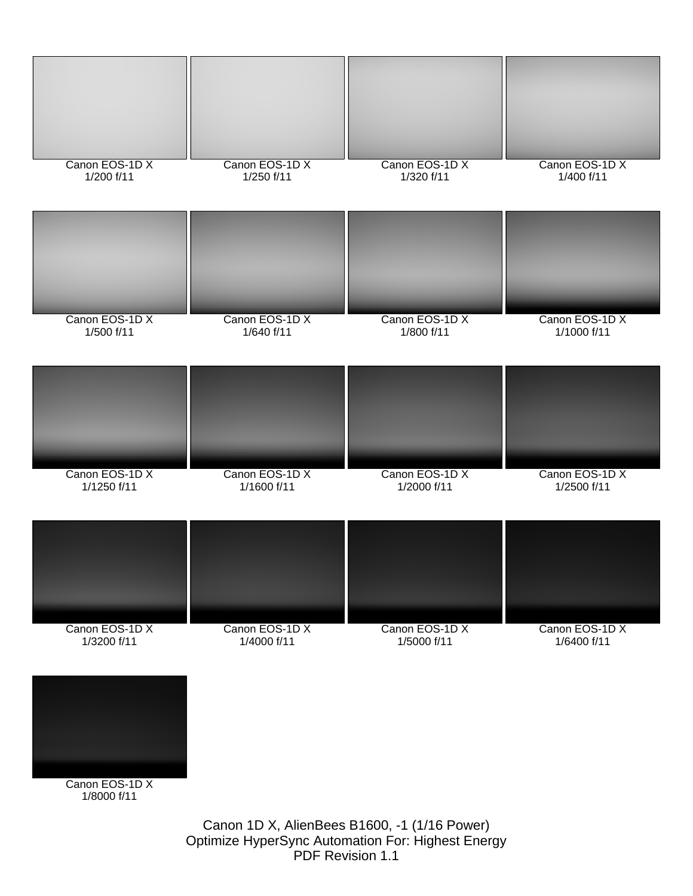Canon EOS-1D X
1/200 f/11

Canon EOS-1D X
1/250 f/11

Canon EOS-1D X
1/320 f/11

Canon EOS-1D X
1/400 f/11

Canon EOS-1D X
1/500 f/11

Canon EOS-1D X
1/640 f/11

Canon EOS-1D X
1/800 f/11

Canon EOS-1D X
1/1000 f/11

Canon EOS-1D X
1/1250 f/11

Canon EOS-1D X
1/1600 f/11

Canon EOS-1D X
1/2000 f/11

Canon EOS-1D X
1/2500 f/11

Canon EOS-1D X
1/3200 f/11

Canon EOS-1D X
1/4000 f/11

Canon EOS-1D X
1/5000 f/11

Canon EOS-1D X
1/6400 f/11

Canon EOS-1D X
1/8000 f/11

Canon 1D X, AlienBees B1600, -1 (1/16 Power)
Optimize HyperSync Automation For: Highest Energy
PDF Revision 1.1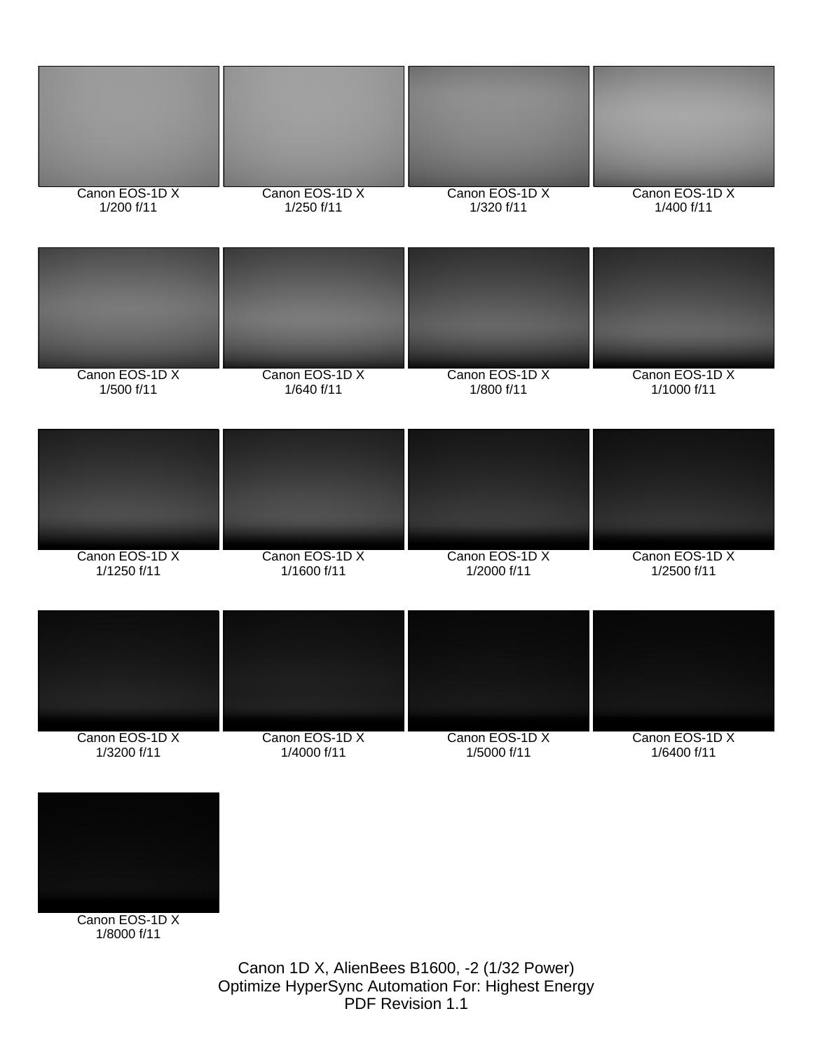Canon EOS-1D X
1/200 f/11

Canon EOS-1D X
1/250 f/11

Canon EOS-1D X
1/320 f/11

Canon EOS-1D X
1/400 f/11

Canon EOS-1D X
1/500 f/11

Canon EOS-1D X
1/640 f/11

Canon EOS-1D X
1/800 f/11

Canon EOS-1D X
1/1000 f/11

Canon EOS-1D X
1/1250 f/11

Canon EOS-1D X
1/1600 f/11

Canon EOS-1D X
1/2000 f/11

Canon EOS-1D X
1/2500 f/11

Canon EOS-1D X
1/3200 f/11

Canon EOS-1D X
1/4000 f/11

Canon EOS-1D X
1/5000 f/11

Canon EOS-1D X
1/6400 f/11

Canon EOS-1D X
1/8000 f/11

Canon 1D X, AlienBees B1600, -2 (1/32 Power)
Optimize HyperSync Automation For: Highest Energy
PDF Revision 1.1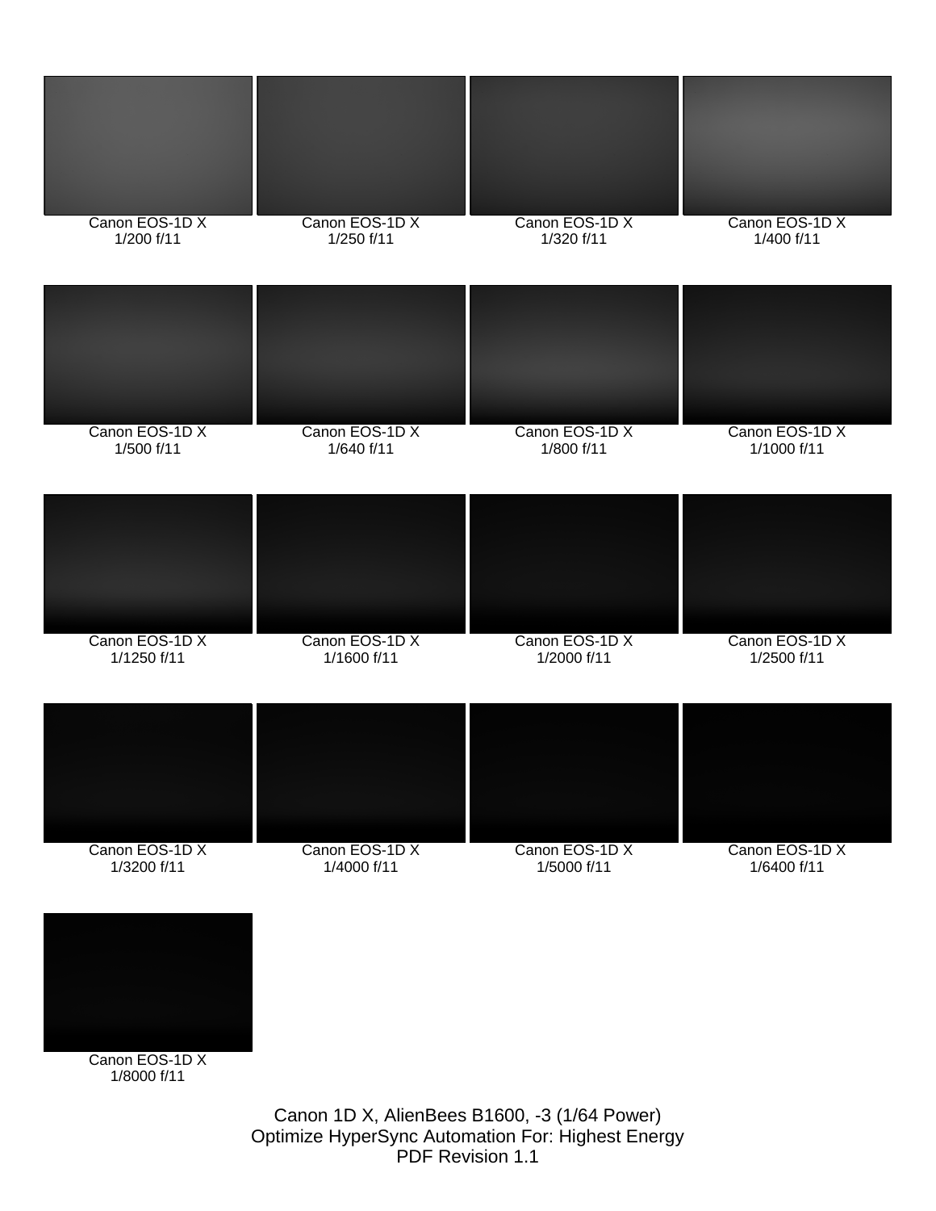Canon EOS-1D X
1/200 f/11

Canon EOS-1D X
1/250 f/11

Canon EOS-1D X
1/320 f/11

Canon EOS-1D X
1/400 f/11

Canon EOS-1D X
1/500 f/11

Canon EOS-1D X
1/640 f/11

Canon EOS-1D X
1/800 f/11

Canon EOS-1D X
1/1000 f/11

Canon EOS-1D X
1/1250 f/11

Canon EOS-1D X
1/1600 f/11

Canon EOS-1D X
1/2000 f/11

Canon EOS-1D X
1/2500 f/11

Canon EOS-1D X
1/3200 f/11

Canon EOS-1D X
1/4000 f/11

Canon EOS-1D X
1/5000 f/11

Canon EOS-1D X
1/6400 f/11

Canon EOS-1D X
1/8000 f/11

Canon 1D X, AlienBees B1600, -3 (1/64 Power)
Optimize HyperSync Automation For: Highest Energy
PDF Revision 1.1